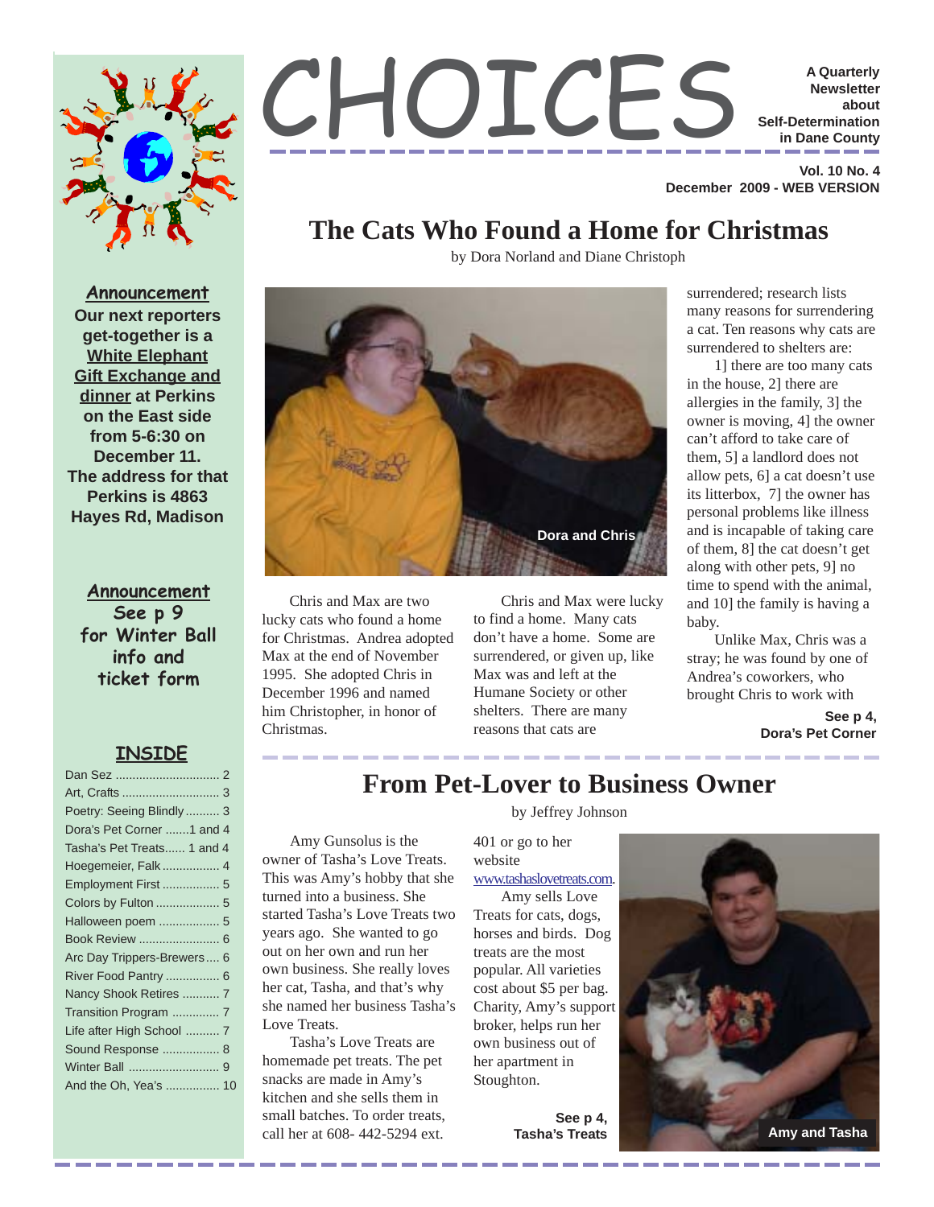# CHOICES

**A Quarterly Newsletter about Self-Determination in Dane County**

**Vol. 10 No. 4**
**December 2009 - WEB VERSION**

**Announcement**
**Our next reporters get-together is a White Elephant Gift Exchange and dinner at Perkins on the East side from 5-6:30 on December 11. The address for that Perkins is 4863 Hayes Rd, Madison**

**Announcement**
**See p 9 for Winter Ball info and ticket form**

**INSIDE**

- Dan Sez .............................. 2
- Art, Crafts ............................ 3
- Poetry: Seeing Blindly .......... 3
- Dora's Pet Corner .......1 and 4
- Tasha's Pet Treats...... 1 and 4
- Hoegemeier, Falk ................ 4
- Employment First ................ 5
- Colors by Fulton .................. 5
- Halloween poem ................. 5
- Book Review ........................ 6
- Arc Day Trippers-Brewers .... 6
- River Food Pantry ............... 6
- Nancy Shook Retires ........... 7
- Transition Program ............. 7
- Life after High School .......... 7
- Sound Response ................. 8
- Winter Ball .......................... 9
- And the Oh, Yea's ............... 10

## The Cats Who Found a Home for Christmas

by Dora Norland and Diane Christoph

Dora and Chris

Chris and Max are two lucky cats who found a home for Christmas. Andrea adopted Max at the end of November 1995. She adopted Chris in December 1996 and named him Christopher, in honor of Christmas.

Chris and Max were lucky to find a home. Many cats don't have a home. Some are surrendered, or given up, like Max was and left at the Humane Society or other shelters. There are many reasons that cats are surrendered; research lists many reasons for surrendering a cat. Ten reasons why cats are surrendered to shelters are:

1] there are too many cats in the house, 2] there are allergies in the family, 3] the owner is moving, 4] the owner can't afford to take care of them, 5] a landlord does not allow pets, 6] a cat doesn't use its litterbox, 7] the owner has personal problems like illness and is incapable of taking care of them, 8] the cat doesn't get along with other pets, 9] no time to spend with the animal, and 10] the family is having a baby.

Unlike Max, Chris was a stray; he was found by one of Andrea's coworkers, who brought Chris to work with

**See p 4, Dora's Pet Corner**

## From Pet-Lover to Business Owner

by Jeffrey Johnson

Amy Gunsolus is the owner of Tasha's Love Treats. This was Amy's hobby that she turned into a business. She started Tasha's Love Treats two years ago. She wanted to go out on her own and run her own business. She really loves her cat, Tasha, and that's why she named her business Tasha's Love Treats.

Tasha's Love Treats are homemade pet treats. The pet snacks are made in Amy's kitchen and she sells them in small batches. To order treats, call her at 608- 442-5294 ext. 401 or go to her website www.tashaslovetreats.com.

Amy sells Love Treats for cats, dogs, horses and birds. Dog treats are the most popular. All varieties cost about $5 per bag. Charity, Amy's support broker, helps run her own business out of her apartment in Stoughton.

**See p 4, Tasha's Treats**

Amy and Tasha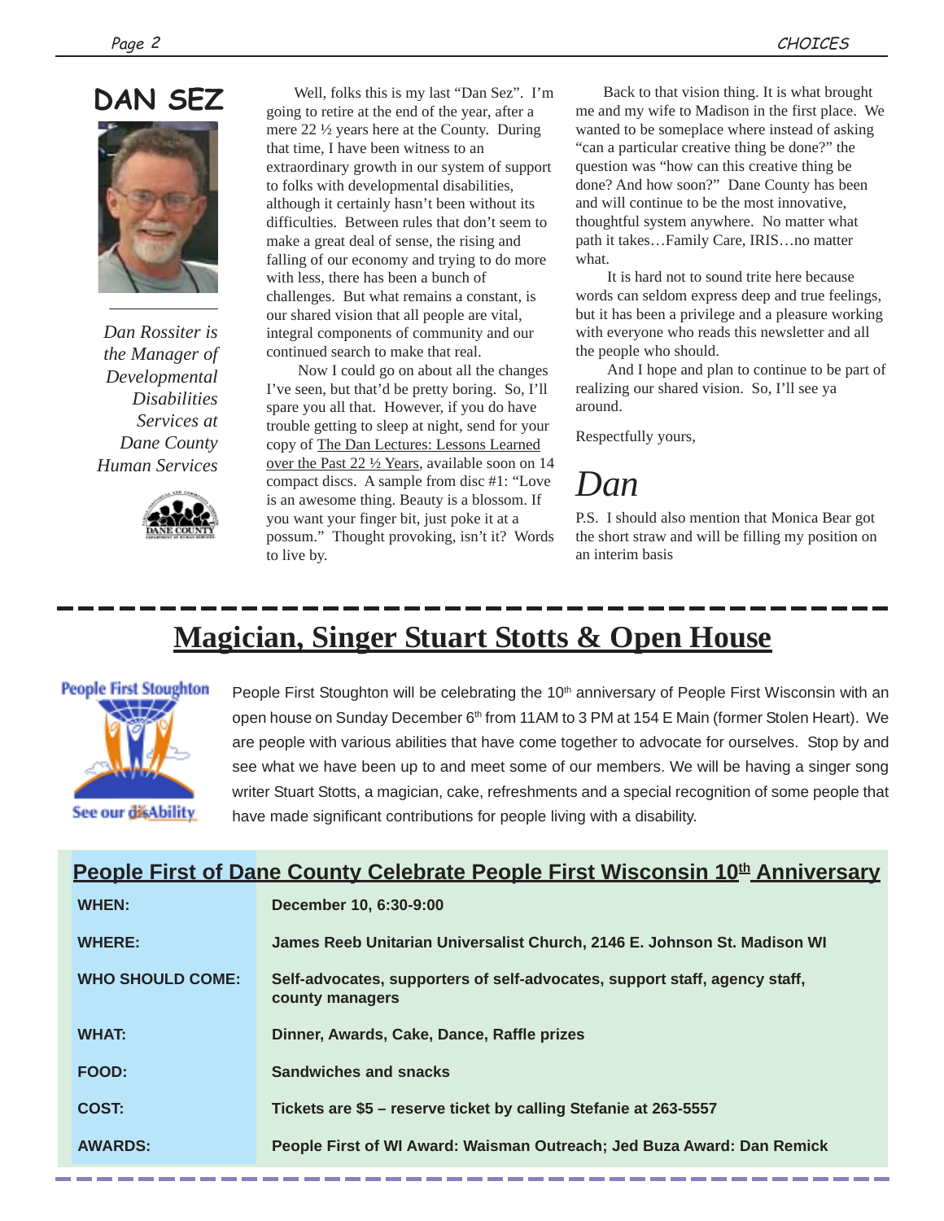## DAN SEZ

*Dan Rossiter is the Manager of Developmental Disabilities Services at Dane County Human Services*

Well, folks this is my last "Dan Sez". I'm going to retire at the end of the year, after a mere 22 ½ years here at the County. During that time, I have been witness to an extraordinary growth in our system of support to folks with developmental disabilities, although it certainly hasn't been without its difficulties. Between rules that don't seem to make a great deal of sense, the rising and falling of our economy and trying to do more with less, there has been a bunch of challenges. But what remains a constant, is our shared vision that all people are vital, integral components of community and our continued search to make that real.

Now I could go on about all the changes I've seen, but that'd be pretty boring. So, I'll spare you all that. However, if you do have trouble getting to sleep at night, send for your copy of The Dan Lectures: Lessons Learned over the Past 22 ½ Years, available soon on 14 compact discs. A sample from disc #1: "Love is an awesome thing. Beauty is a blossom. If you want your finger bit, just poke it at a possum." Thought provoking, isn't it? Words to live by.

Back to that vision thing. It is what brought me and my wife to Madison in the first place. We wanted to be someplace where instead of asking "can a particular creative thing be done?" the question was "how can this creative thing be done? And how soon?" Dane County has been and will continue to be the most innovative, thoughtful system anywhere. No matter what path it takes…Family Care, IRIS…no matter what.

It is hard not to sound trite here because words can seldom express deep and true feelings, but it has been a privilege and a pleasure working with everyone who reads this newsletter and all the people who should.

And I hope and plan to continue to be part of realizing our shared vision. So, I'll see ya around.

Respectfully yours,

*Dan*

P.S. I should also mention that Monica Bear got the short straw and will be filling my position on an interim basis

---

## Magician, Singer Stuart Stotts & Open House

People First Stoughton

See our disAbility

People First Stoughton will be celebrating the 10th anniversary of People First Wisconsin with an open house on Sunday December 6th from 11AM to 3 PM at 154 E Main (former Stolen Heart). We are people with various abilities that have come together to advocate for ourselves. Stop by and see what we have been up to and meet some of our members. We will be having a singer song writer Stuart Stotts, a magician, cake, refreshments and a special recognition of some people that have made significant contributions for people living with a disability.

### People First of Dane County Celebrate People First Wisconsin 10th Anniversary

| | |
|---|---|
| **WHEN:** | **December 10, 6:30-9:00** |
| **WHERE:** | **James Reeb Unitarian Universalist Church, 2146 E. Johnson St. Madison WI** |
| **WHO SHOULD COME:** | **Self-advocates, supporters of self-advocates, support staff, agency staff, county managers** |
| **WHAT:** | **Dinner, Awards, Cake, Dance, Raffle prizes** |
| **FOOD:** | **Sandwiches and snacks** |
| **COST:** | **Tickets are $5 – reserve ticket by calling Stefanie at 263-5557** |
| **AWARDS:** | **People First of WI Award: Waisman Outreach; Jed Buza Award: Dan Remick** |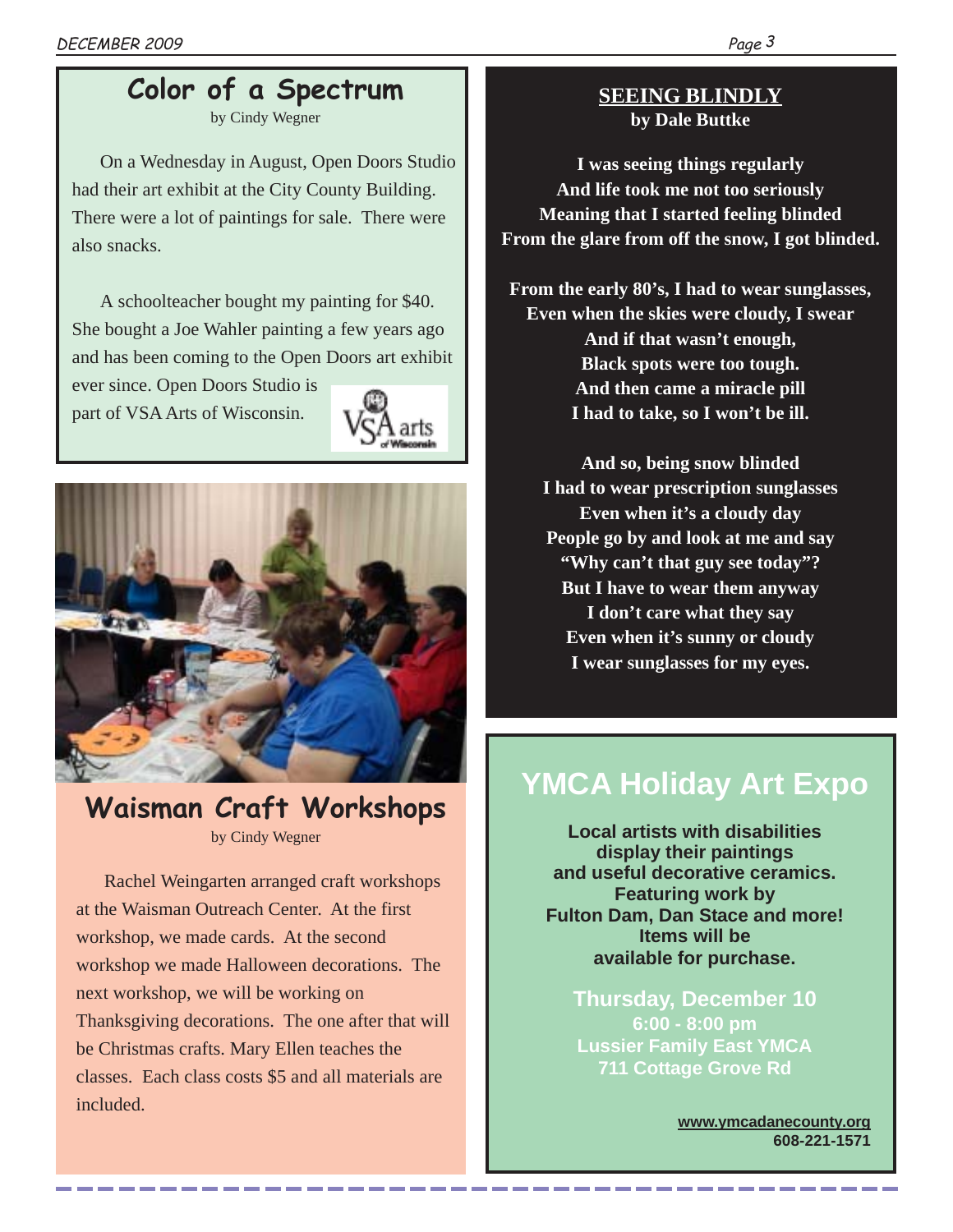## Color of a Spectrum

by Cindy Wegner

On a Wednesday in August, Open Doors Studio had their art exhibit at the City County Building. There were a lot of paintings for sale. There were also snacks.

A schoolteacher bought my painting for $40. She bought a Joe Wahler painting a few years ago and has been coming to the Open Doors art exhibit ever since. Open Doors Studio is part of VSA Arts of Wisconsin.

## Waisman Craft Workshops

by Cindy Wegner

Rachel Weingarten arranged craft workshops at the Waisman Outreach Center. At the first workshop, we made cards. At the second workshop we made Halloween decorations. The next workshop, we will be working on Thanksgiving decorations. The one after that will be Christmas crafts. Mary Ellen teaches the classes. Each class costs $5 and all materials are included.

## SEEING BLINDLY

**by Dale Buttke**

**I was seeing things regularly**
**And life took me not too seriously**
**Meaning that I started feeling blinded**
**From the glare from off the snow, I got blinded.**

**From the early 80's, I had to wear sunglasses,**
**Even when the skies were cloudy, I swear**
**And if that wasn't enough,**
**Black spots were too tough.**
**And then came a miracle pill**
**I had to take, so I won't be ill.**

**And so, being snow blinded**
**I had to wear prescription sunglasses**
**Even when it's a cloudy day**
**People go by and look at me and say**
**"Why can't that guy see today"?**
**But I have to wear them anyway**
**I don't care what they say**
**Even when it's sunny or cloudy**
**I wear sunglasses for my eyes.**

## YMCA Holiday Art Expo

**Local artists with disabilities display their paintings and useful decorative ceramics. Featuring work by Fulton Dam, Dan Stace and more! Items will be available for purchase.**

**Thursday, December 10**
**6:00 - 8:00 pm**
**Lussier Family East YMCA**
**711 Cottage Grove Rd**

**www.ymcadanecounty.org**
**608-221-1571**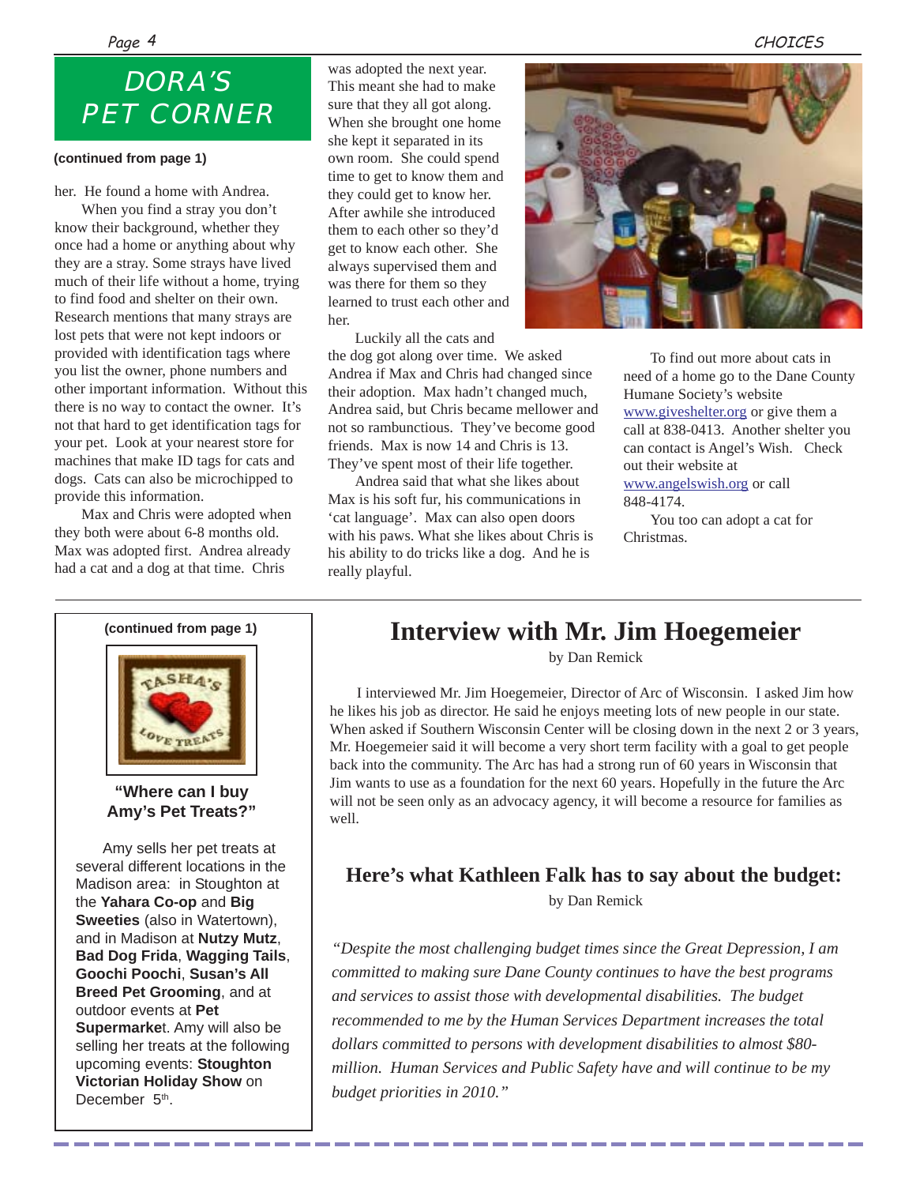## DORA'S PET CORNER

**(continued from page 1)**

her. He found a home with Andrea.

When you find a stray you don't know their background, whether they once had a home or anything about why they are a stray. Some strays have lived much of their life without a home, trying to find food and shelter on their own. Research mentions that many strays are lost pets that were not kept indoors or provided with identification tags where you list the owner, phone numbers and other important information. Without this there is no way to contact the owner. It's not that hard to get identification tags for your pet. Look at your nearest store for machines that make ID tags for cats and dogs. Cats can also be microchipped to provide this information.

Max and Chris were adopted when they both were about 6-8 months old. Max was adopted first. Andrea already had a cat and a dog at that time. Chris was adopted the next year. This meant she had to make sure that they all got along. When she brought one home she kept it separated in its own room. She could spend time to get to know them and they could get to know her. After awhile she introduced them to each other so they'd get to know each other. She always supervised them and was there for them so they learned to trust each other and her.

Luckily all the cats and the dog got along over time. We asked Andrea if Max and Chris had changed since their adoption. Max hadn't changed much, Andrea said, but Chris became mellower and not so rambunctious. They've become good friends. Max is now 14 and Chris is 13. They've spent most of their life together.

Andrea said that what she likes about Max is his soft fur, his communications in 'cat language'. Max can also open doors with his paws. What she likes about Chris is his ability to do tricks like a dog. And he is really playful.

To find out more about cats in need of a home go to the Dane County Humane Society's website www.giveshelter.org or give them a call at 838-0413. Another shelter you can contact is Angel's Wish. Check out their website at www.angelswish.org or call 848-4174.

You too can adopt a cat for Christmas.

---

**(continued from page 1)**

**"Where can I buy Amy's Pet Treats?"**

Amy sells her pet treats at several different locations in the Madison area: in Stoughton at the **Yahara Co-op** and **Big Sweeties** (also in Watertown), and in Madison at **Nutzy Mutz**, **Bad Dog Frida**, **Wagging Tails**, **Goochi Poochi**, **Susan's All Breed Pet Grooming**, and at outdoor events at **Pet Supermarke**t. Amy will also be selling her treats at the following upcoming events: **Stoughton Victorian Holiday Show** on December 5th.

---

# Interview with Mr. Jim Hoegemeier

by Dan Remick

I interviewed Mr. Jim Hoegemeier, Director of Arc of Wisconsin. I asked Jim how he likes his job as director. He said he enjoys meeting lots of new people in our state. When asked if Southern Wisconsin Center will be closing down in the next 2 or 3 years, Mr. Hoegemeier said it will become a very short term facility with a goal to get people back into the community. The Arc has had a strong run of 60 years in Wisconsin that Jim wants to use as a foundation for the next 60 years. Hopefully in the future the Arc will not be seen only as an advocacy agency, it will become a resource for families as well.

## Here's what Kathleen Falk has to say about the budget:

by Dan Remick

*"Despite the most challenging budget times since the Great Depression, I am committed to making sure Dane County continues to have the best programs and services to assist those with developmental disabilities. The budget recommended to me by the Human Services Department increases the total dollars committed to persons with development disabilities to almost $80-million. Human Services and Public Safety have and will continue to be my budget priorities in 2010."*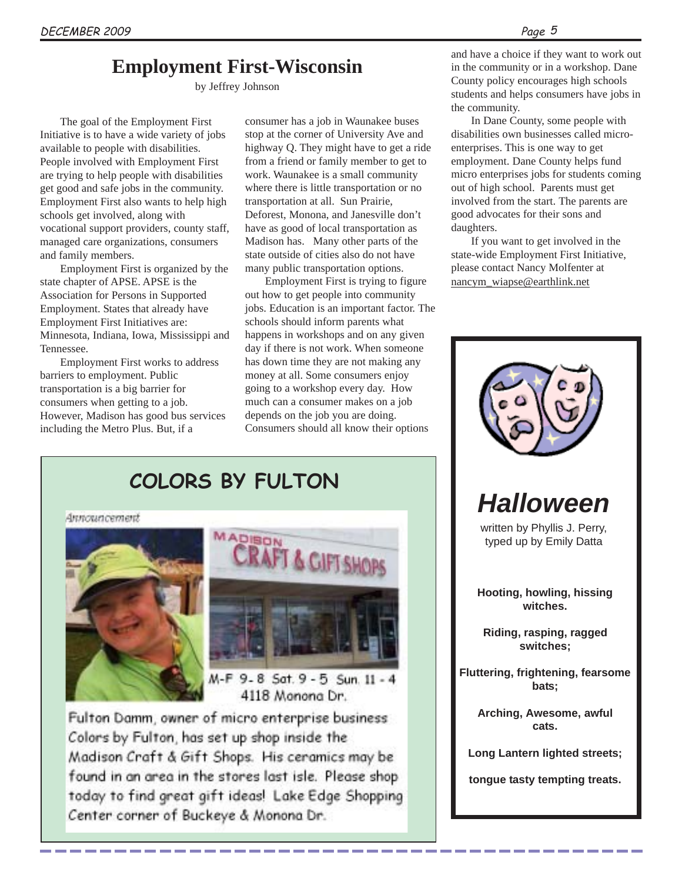# Employment First-Wisconsin

by Jeffrey Johnson

The goal of the Employment First Initiative is to have a wide variety of jobs available to people with disabilities. People involved with Employment First are trying to help people with disabilities get good and safe jobs in the community. Employment First also wants to help high schools get involved, along with vocational support providers, county staff, managed care organizations, consumers and family members.

Employment First is organized by the state chapter of APSE. APSE is the Association for Persons in Supported Employment. States that already have Employment First Initiatives are: Minnesota, Indiana, Iowa, Mississippi and Tennessee.

Employment First works to address barriers to employment. Public transportation is a big barrier for consumers when getting to a job. However, Madison has good bus services including the Metro Plus. But, if a consumer has a job in Waunakee buses stop at the corner of University Ave and highway Q. They might have to get a ride from a friend or family member to get to work. Waunakee is a small community where there is little transportation or no transportation at all. Sun Prairie, Deforest, Monona, and Janesville don't have as good of local transportation as Madison has. Many other parts of the state outside of cities also do not have many public transportation options.

Employment First is trying to figure out how to get people into community jobs. Education is an important factor. The schools should inform parents what happens in workshops and on any given day if there is not work. When someone has down time they are not making any money at all. Some consumers enjoy going to a workshop every day. How much can a consumer makes on a job depends on the job you are doing. Consumers should all know their options and have a choice if they want to work out in the community or in a workshop. Dane County policy encourages high schools students and helps consumers have jobs in the community.

In Dane County, some people with disabilities own businesses called micro-enterprises. This is one way to get employment. Dane County helps fund micro enterprises jobs for students coming out of high school. Parents must get involved from the start. The parents are good advocates for their sons and daughters.

If you want to get involved in the state-wide Employment First Initiative, please contact Nancy Molfenter at nancym_wiapse@earthlink.net

## COLORS BY FULTON

Announcement

MADISON CRAFT & GIFT SHOPS

M-F 9-8 Sat. 9 - 5 Sun. 11 - 4
4118 Monona Dr.

Fulton Damm, owner of micro enterprise business Colors by Fulton, has set up shop inside the Madison Craft & Gift Shops. His ceramics may be found in an area in the stores last isle. Please shop today to find great gift ideas! Lake Edge Shopping Center corner of Buckeye & Monona Dr.

## *Halloween*

written by Phyllis J. Perry,
typed up by Emily Datta

**Hooting, howling, hissing witches.**

**Riding, rasping, ragged switches;**

**Fluttering, frightening, fearsome bats;**

**Arching, Awesome, awful cats.**

**Long Lantern lighted streets;**

**tongue tasty tempting treats.**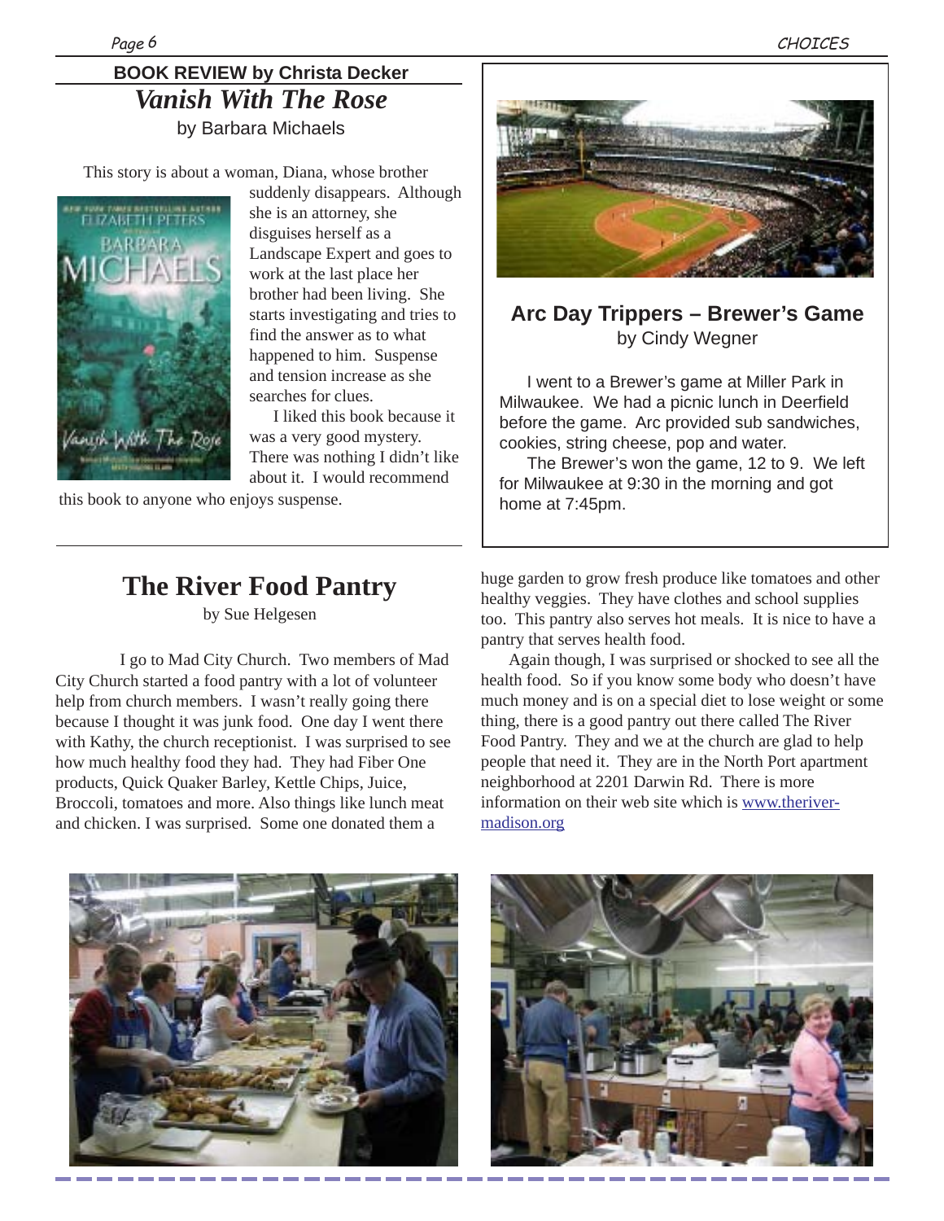## BOOK REVIEW by Christa Decker

### *Vanish With The Rose*

by Barbara Michaels

This story is about a woman, Diana, whose brother suddenly disappears. Although she is an attorney, she disguises herself as a Landscape Expert and goes to work at the last place her brother had been living. She starts investigating and tries to find the answer as to what happened to him. Suspense and tension increase as she searches for clues.

I liked this book because it was a very good mystery. There was nothing I didn't like about it. I would recommend this book to anyone who enjoys suspense.

## Arc Day Trippers – Brewer's Game

by Cindy Wegner

I went to a Brewer's game at Miller Park in Milwaukee. We had a picnic lunch in Deerfield before the game. Arc provided sub sandwiches, cookies, string cheese, pop and water.

The Brewer's won the game, 12 to 9. We left for Milwaukee at 9:30 in the morning and got home at 7:45pm.

## The River Food Pantry

by Sue Helgesen

I go to Mad City Church. Two members of Mad City Church started a food pantry with a lot of volunteer help from church members. I wasn't really going there because I thought it was junk food. One day I went there with Kathy, the church receptionist. I was surprised to see how much healthy food they had. They had Fiber One products, Quick Quaker Barley, Kettle Chips, Juice, Broccoli, tomatoes and more. Also things like lunch meat and chicken. I was surprised. Some one donated them a huge garden to grow fresh produce like tomatoes and other healthy veggies. They have clothes and school supplies too. This pantry also serves hot meals. It is nice to have a pantry that serves health food.

Again though, I was surprised or shocked to see all the health food. So if you know some body who doesn't have much money and is on a special diet to lose weight or some thing, there is a good pantry out there called The River Food Pantry. They and we at the church are glad to help people that need it. They are in the North Port apartment neighborhood at 2201 Darwin Rd. There is more information on their web site which is www.theriver-madison.org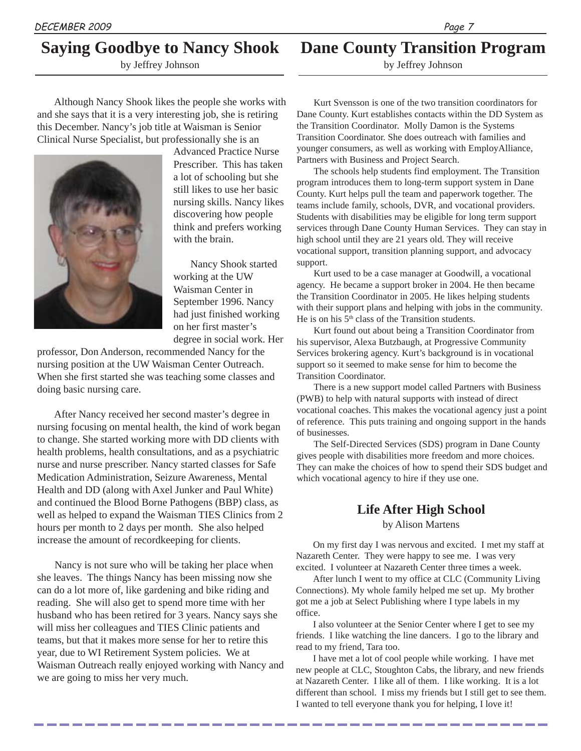## Saying Goodbye to Nancy Shook

by Jeffrey Johnson

Although Nancy Shook likes the people she works with and she says that it is a very interesting job, she is retiring this December. Nancy's job title at Waisman is Senior Clinical Nurse Specialist, but professionally she is an Advanced Practice Nurse Prescriber. This has taken a lot of schooling but she still likes to use her basic nursing skills. Nancy likes discovering how people think and prefers working with the brain.

Nancy Shook started working at the UW Waisman Center in September 1996. Nancy had just finished working on her first master's degree in social work. Her professor, Don Anderson, recommended Nancy for the nursing position at the UW Waisman Center Outreach. When she first started she was teaching some classes and doing basic nursing care.

After Nancy received her second master's degree in nursing focusing on mental health, the kind of work began to change. She started working more with DD clients with health problems, health consultations, and as a psychiatric nurse and nurse prescriber. Nancy started classes for Safe Medication Administration, Seizure Awareness, Mental Health and DD (along with Axel Junker and Paul White) and continued the Blood Borne Pathogens (BBP) class, as well as helped to expand the Waisman TIES Clinics from 2 hours per month to 2 days per month. She also helped increase the amount of recordkeeping for clients.

Nancy is not sure who will be taking her place when she leaves. The things Nancy has been missing now she can do a lot more of, like gardening and bike riding and reading. She will also get to spend more time with her husband who has been retired for 3 years. Nancy says she will miss her colleagues and TIES Clinic patients and teams, but that it makes more sense for her to retire this year, due to WI Retirement System policies. We at Waisman Outreach really enjoyed working with Nancy and we are going to miss her very much.

## Dane County Transition Program

by Jeffrey Johnson

Kurt Svensson is one of the two transition coordinators for Dane County. Kurt establishes contacts within the DD System as the Transition Coordinator. Molly Damon is the Systems Transition Coordinator. She does outreach with families and younger consumers, as well as working with EmployAlliance, Partners with Business and Project Search.

The schools help students find employment. The Transition program introduces them to long-term support system in Dane County. Kurt helps pull the team and paperwork together. The teams include family, schools, DVR, and vocational providers. Students with disabilities may be eligible for long term support services through Dane County Human Services. They can stay in high school until they are 21 years old. They will receive vocational support, transition planning support, and advocacy support.

Kurt used to be a case manager at Goodwill, a vocational agency. He became a support broker in 2004. He then became the Transition Coordinator in 2005. He likes helping students with their support plans and helping with jobs in the community. He is on his 5th class of the Transition students.

Kurt found out about being a Transition Coordinator from his supervisor, Alexa Butzbaugh, at Progressive Community Services brokering agency. Kurt's background is in vocational support so it seemed to make sense for him to become the Transition Coordinator.

There is a new support model called Partners with Business (PWB) to help with natural supports with instead of direct vocational coaches. This makes the vocational agency just a point of reference. This puts training and ongoing support in the hands of businesses.

The Self-Directed Services (SDS) program in Dane County gives people with disabilities more freedom and more choices. They can make the choices of how to spend their SDS budget and which vocational agency to hire if they use one.

### Life After High School

by Alison Martens

On my first day I was nervous and excited. I met my staff at Nazareth Center. They were happy to see me. I was very excited. I volunteer at Nazareth Center three times a week.

After lunch I went to my office at CLC (Community Living Connections). My whole family helped me set up. My brother got me a job at Select Publishing where I type labels in my office.

I also volunteer at the Senior Center where I get to see my friends. I like watching the line dancers. I go to the library and read to my friend, Tara too.

I have met a lot of cool people while working. I have met new people at CLC, Stoughton Cabs, the library, and new friends at Nazareth Center. I like all of them. I like working. It is a lot different than school. I miss my friends but I still get to see them. I wanted to tell everyone thank you for helping, I love it!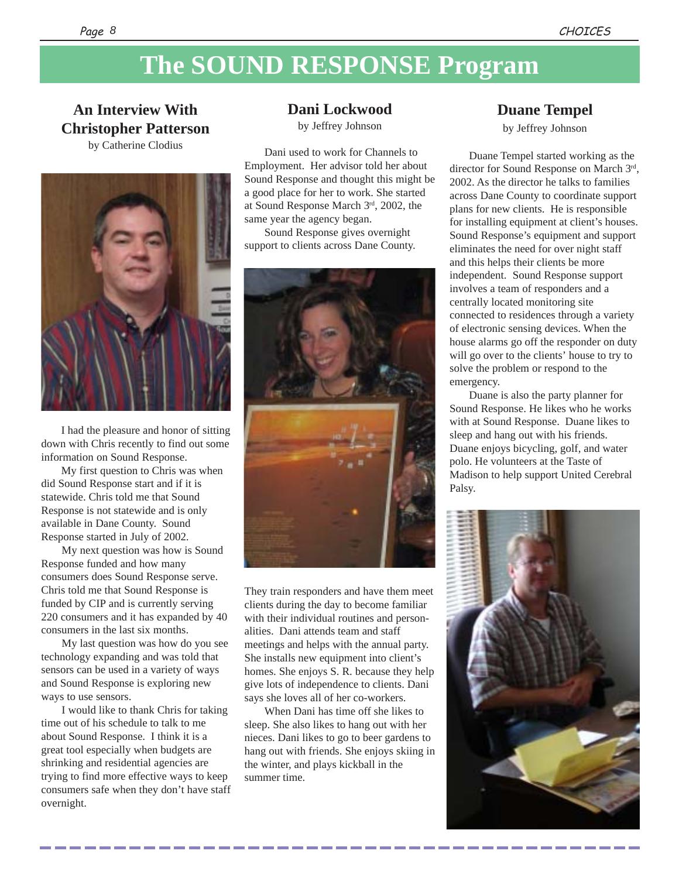# The SOUND RESPONSE Program

## An Interview With Christopher Patterson

by Catherine Clodius

I had the pleasure and honor of sitting down with Chris recently to find out some information on Sound Response.

My first question to Chris was when did Sound Response start and if it is statewide. Chris told me that Sound Response is not statewide and is only available in Dane County. Sound Response started in July of 2002.

My next question was how is Sound Response funded and how many consumers does Sound Response serve. Chris told me that Sound Response is funded by CIP and is currently serving 220 consumers and it has expanded by 40 consumers in the last six months.

My last question was how do you see technology expanding and was told that sensors can be used in a variety of ways and Sound Response is exploring new ways to use sensors.

I would like to thank Chris for taking time out of his schedule to talk to me about Sound Response. I think it is a great tool especially when budgets are shrinking and residential agencies are trying to find more effective ways to keep consumers safe when they don't have staff overnight.

## Dani Lockwood

by Jeffrey Johnson

Dani used to work for Channels to Employment. Her advisor told her about Sound Response and thought this might be a good place for her to work. She started at Sound Response March 3rd, 2002, the same year the agency began.

Sound Response gives overnight support to clients across Dane County. They train responders and have them meet clients during the day to become familiar with their individual routines and personalities. Dani attends team and staff meetings and helps with the annual party. She installs new equipment into client's homes. She enjoys S. R. because they help give lots of independence to clients. Dani says she loves all of her co-workers.

When Dani has time off she likes to sleep. She also likes to hang out with her nieces. Dani likes to go to beer gardens to hang out with friends. She enjoys skiing in the winter, and plays kickball in the summer time.

## Duane Tempel

by Jeffrey Johnson

Duane Tempel started working as the director for Sound Response on March 3rd, 2002. As the director he talks to families across Dane County to coordinate support plans for new clients. He is responsible for installing equipment at client's houses. Sound Response's equipment and support eliminates the need for over night staff and this helps their clients be more independent. Sound Response support involves a team of responders and a centrally located monitoring site connected to residences through a variety of electronic sensing devices. When the house alarms go off the responder on duty will go over to the clients' house to try to solve the problem or respond to the emergency.

Duane is also the party planner for Sound Response. He likes who he works with at Sound Response. Duane likes to sleep and hang out with his friends. Duane enjoys bicycling, golf, and water polo. He volunteers at the Taste of Madison to help support United Cerebral Palsy.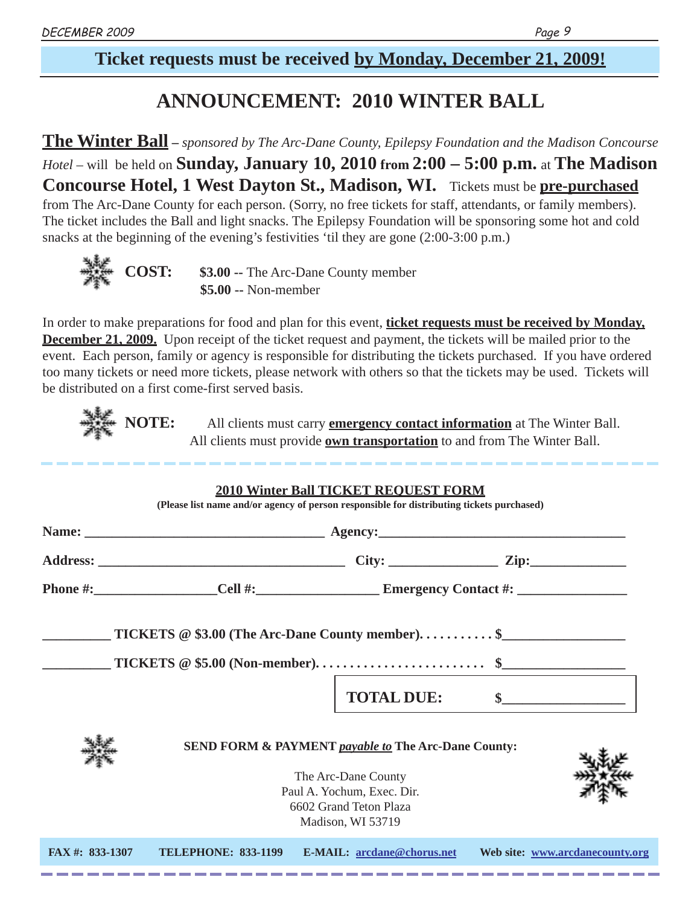**Ticket requests must be received by Monday, December 21, 2009!**

# ANNOUNCEMENT: 2010 WINTER BALL

**The Winter Ball** – *sponsored by The Arc-Dane County, Epilepsy Foundation and the Madison Concourse Hotel* – will be held on **Sunday, January 10, 2010 from 2:00 – 5:00 p.m.** at **The Madison Concourse Hotel, 1 West Dayton St., Madison, WI.** Tickets must be **pre-purchased** from The Arc-Dane County for each person. (Sorry, no free tickets for staff, attendants, or family members). The ticket includes the Ball and light snacks. The Epilepsy Foundation will be sponsoring some hot and cold snacks at the beginning of the evening's festivities 'til they are gone (2:00-3:00 p.m.)

**COST:** **$3.00** -- The Arc-Dane County member
**$5.00** -- Non-member

In order to make preparations for food and plan for this event, **ticket requests must be received by Monday, December 21, 2009.** Upon receipt of the ticket request and payment, the tickets will be mailed prior to the event. Each person, family or agency is responsible for distributing the tickets purchased. If you have ordered too many tickets or need more tickets, please network with others so that the tickets may be used. Tickets will be distributed on a first come-first served basis.

**NOTE:** All clients must carry **emergency contact information** at The Winter Ball.
All clients must provide **own transportation** to and from The Winter Ball.

---

**2010 Winter Ball TICKET REQUEST FORM**

**(Please list name and/or agency of person responsible for distributing tickets purchased)**

**Name:** ______________________ **Agency:** ______________________

**Address:** ______________________ **City:** ______________ **Zip:** ______________

**Phone #:** ______________ **Cell #:** ______________ **Emergency Contact #:** ______________

__________ **TICKETS @ $3.00 (The Arc-Dane County member). . . . . . . . . . . $**__________

__________ **TICKETS @ $5.00 (Non-member). . . . . . . . . . . . . . . . . . . . . . . . $**__________

**TOTAL DUE: $**__________

**SEND FORM & PAYMENT *payable to* The Arc-Dane County:**

The Arc-Dane County
Paul A. Yochum, Exec. Dir.
6602 Grand Teton Plaza
Madison, WI 53719

**FAX #: 833-1307** **TELEPHONE: 833-1199** **E-MAIL: arcdane@chorus.net** **Web site: www.arcdanecounty.org**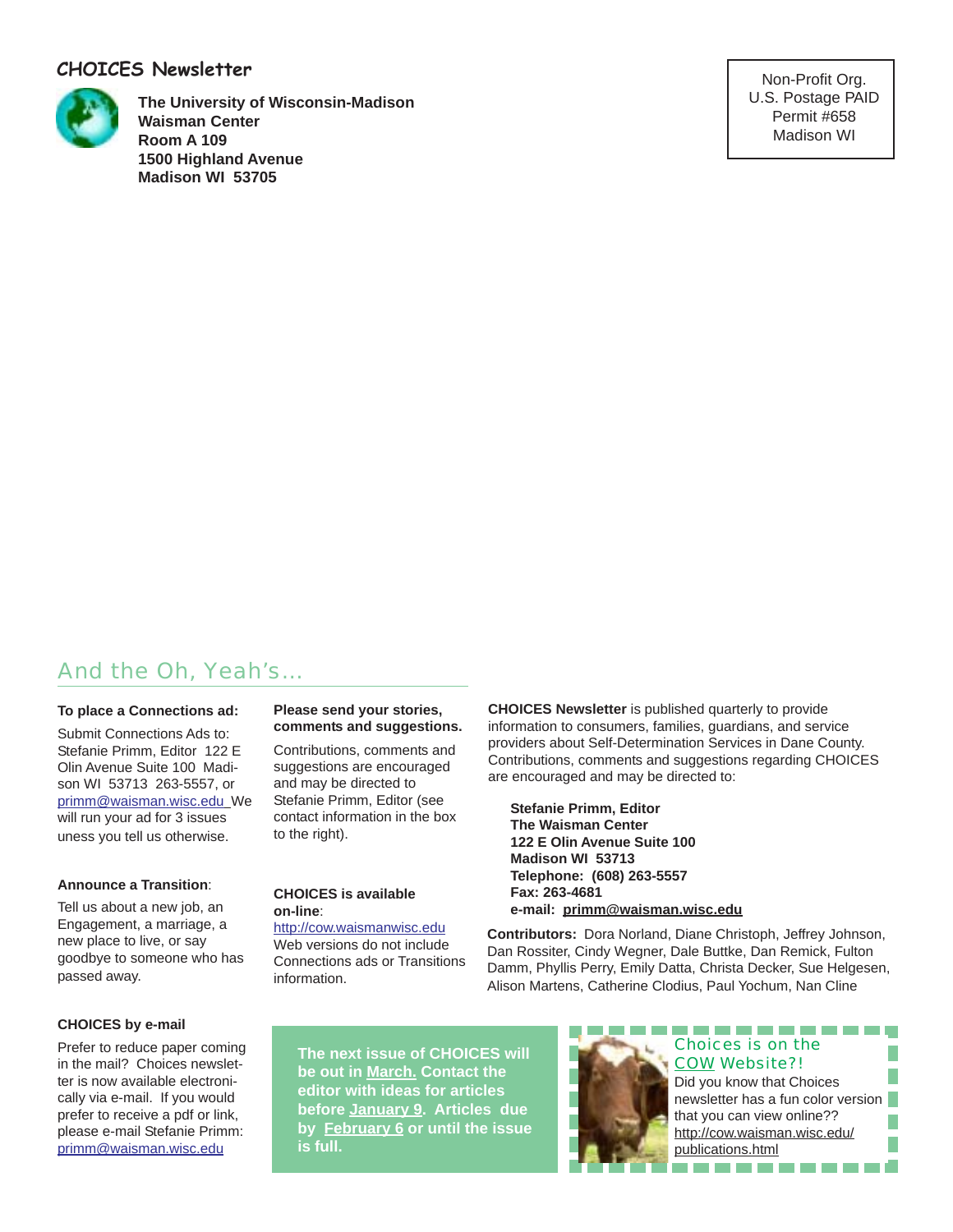## CHOICES Newsletter

**The University of Wisconsin-Madison**
**Waisman Center**
**Room A 109**
**1500 Highland Avenue**
**Madison WI 53705**

Non-Profit Org.
U.S. Postage PAID
Permit #658
Madison WI

## And the Oh, Yeah's…

**To place a Connections ad:**

Submit Connections Ads to: Stefanie Primm, Editor 122 E Olin Avenue Suite 100 Madison WI 53713 263-5557, or primm@waisman.wisc.edu We will run your ad for 3 issues uness you tell us otherwise.

**Announce a Transition**:

Tell us about a new job, an Engagement, a marriage, a new place to live, or say goodbye to someone who has passed away.

**CHOICES by e-mail**

Prefer to reduce paper coming in the mail? Choices newsletter is now available electronically via e-mail. If you would prefer to receive a pdf or link, please e-mail Stefanie Primm: primm@waisman.wisc.edu

**Please send your stories, comments and suggestions.**

Contributions, comments and suggestions are encouraged and may be directed to Stefanie Primm, Editor (see contact information in the box to the right).

**CHOICES is available on-line**:
http://cow.waismanwisc.edu
Web versions do not include Connections ads or Transitions information.

**CHOICES Newsletter** is published quarterly to provide information to consumers, families, guardians, and service providers about Self-Determination Services in Dane County. Contributions, comments and suggestions regarding CHOICES are encouraged and may be directed to:

**Stefanie Primm, Editor**
**The Waisman Center**
**122 E Olin Avenue Suite 100**
**Madison WI 53713**
**Telephone: (608) 263-5557**
**Fax: 263-4681**
**e-mail: primm@waisman.wisc.edu**

**Contributors:** Dora Norland, Diane Christoph, Jeffrey Johnson, Dan Rossiter, Cindy Wegner, Dale Buttke, Dan Remick, Fulton Damm, Phyllis Perry, Emily Datta, Christa Decker, Sue Helgesen, Alison Martens, Catherine Clodius, Paul Yochum, Nan Cline

**The next issue of CHOICES will be out in March. Contact the editor with ideas for articles before January 9. Articles due by February 6 or until the issue is full.**

### Choices is on the COW Website?!

Did you know that Choices newsletter has a fun color version that you can view online?? http://cow.waisman.wisc.edu/publications.html